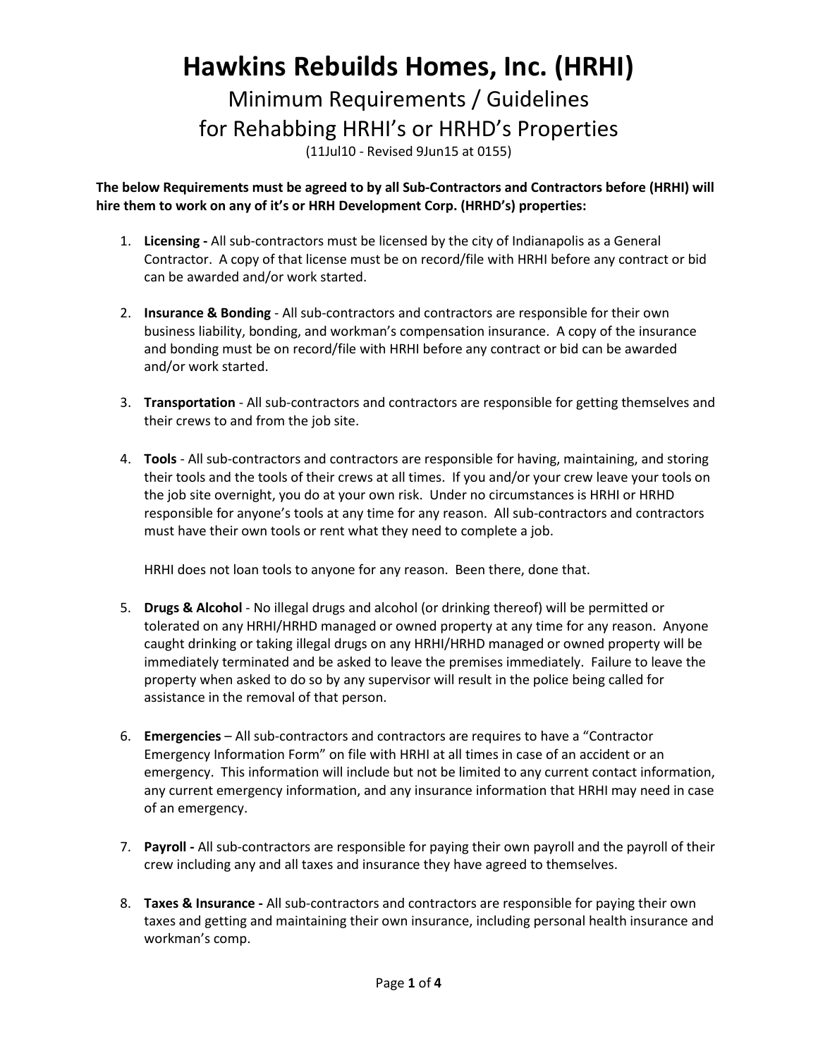# Hawkins Rebuilds Homes, Inc. (HRHI)

## Minimum Requirements / Guidelines for Rehabbing HRHI's or HRHD's Properties

(11Jul10 - Revised 9Jun15 at 0155)

**The below Requirements must be agreed to by all Sub-Contractors and Contractors before (HRHI) will hire them to work on any of it's or HRH Development Corp. (HRHD's) properties:**

1. **Licensing -** All sub-contractors must be licensed by the city of Indianapolis as a General Contractor. A copy of that license must be on record/file with HRHI before any contract or bid can be awarded and/or work started.

2. **Insurance & Bonding** - All sub-contractors and contractors are responsible for their own business liability, bonding, and workman's compensation insurance. A copy of the insurance and bonding must be on record/file with HRHI before any contract or bid can be awarded and/or work started.

3. **Transportation** - All sub-contractors and contractors are responsible for getting themselves and their crews to and from the job site.

4. **Tools** - All sub-contractors and contractors are responsible for having, maintaining, and storing their tools and the tools of their crews at all times. If you and/or your crew leave your tools on the job site overnight, you do at your own risk. Under no circumstances is HRHI or HRHD responsible for anyone's tools at any time for any reason. All sub-contractors and contractors must have their own tools or rent what they need to complete a job.

   HRHI does not loan tools to anyone for any reason. Been there, done that.

5. **Drugs & Alcohol** - No illegal drugs and alcohol (or drinking thereof) will be permitted or tolerated on any HRHI/HRHD managed or owned property at any time for any reason. Anyone caught drinking or taking illegal drugs on any HRHI/HRHD managed or owned property will be immediately terminated and be asked to leave the premises immediately. Failure to leave the property when asked to do so by any supervisor will result in the police being called for assistance in the removal of that person.

6. **Emergencies** – All sub-contractors and contractors are requires to have a "Contractor Emergency Information Form" on file with HRHI at all times in case of an accident or an emergency. This information will include but not be limited to any current contact information, any current emergency information, and any insurance information that HRHI may need in case of an emergency.

7. **Payroll -** All sub-contractors are responsible for paying their own payroll and the payroll of their crew including any and all taxes and insurance they have agreed to themselves.

8. **Taxes & Insurance -** All sub-contractors and contractors are responsible for paying their own taxes and getting and maintaining their own insurance, including personal health insurance and workman's comp.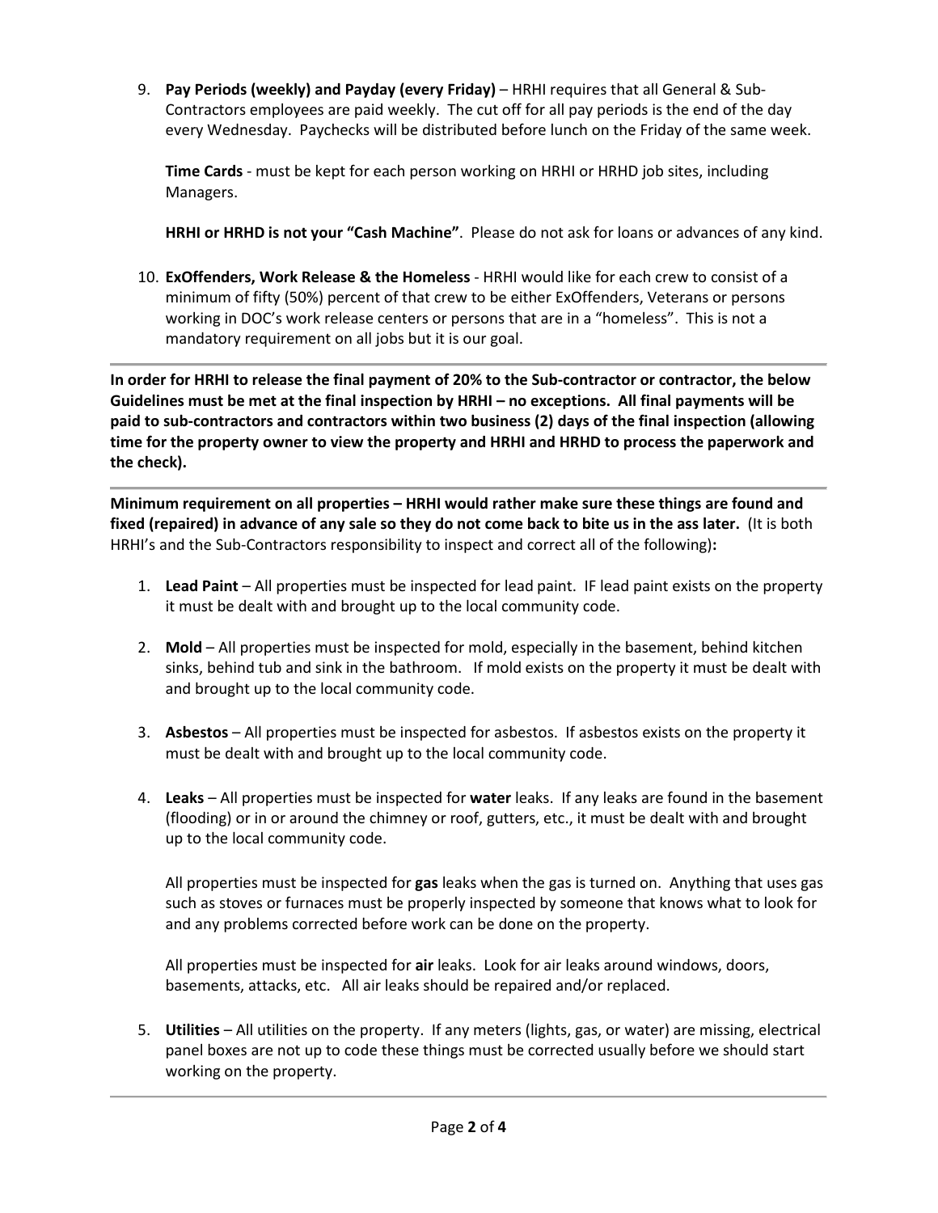9. **Pay Periods (weekly) and Payday (every Friday)** – HRHI requires that all General & Sub-Contractors employees are paid weekly. The cut off for all pay periods is the end of the day every Wednesday. Paychecks will be distributed before lunch on the Friday of the same week.

   **Time Cards** - must be kept for each person working on HRHI or HRHD job sites, including Managers.

   **HRHI or HRHD is not your "Cash Machine"**. Please do not ask for loans or advances of any kind.

10. **ExOffenders, Work Release & the Homeless** - HRHI would like for each crew to consist of a minimum of fifty (50%) percent of that crew to be either ExOffenders, Veterans or persons working in DOC's work release centers or persons that are in a "homeless". This is not a mandatory requirement on all jobs but it is our goal.

---

**In order for HRHI to release the final payment of 20% to the Sub-contractor or contractor, the below Guidelines must be met at the final inspection by HRHI – no exceptions. All final payments will be paid to sub-contractors and contractors within two business (2) days of the final inspection (allowing time for the property owner to view the property and HRHI and HRHD to process the paperwork and the check).**

---

**Minimum requirement on all properties – HRHI would rather make sure these things are found and fixed (repaired) in advance of any sale so they do not come back to bite us in the ass later.** (It is both HRHI's and the Sub-Contractors responsibility to inspect and correct all of the following)**:**

1. **Lead Paint** – All properties must be inspected for lead paint. IF lead paint exists on the property it must be dealt with and brought up to the local community code.

2. **Mold** – All properties must be inspected for mold, especially in the basement, behind kitchen sinks, behind tub and sink in the bathroom. If mold exists on the property it must be dealt with and brought up to the local community code.

3. **Asbestos** – All properties must be inspected for asbestos. If asbestos exists on the property it must be dealt with and brought up to the local community code.

4. **Leaks** – All properties must be inspected for **water** leaks. If any leaks are found in the basement (flooding) or in or around the chimney or roof, gutters, etc., it must be dealt with and brought up to the local community code.

   All properties must be inspected for **gas** leaks when the gas is turned on. Anything that uses gas such as stoves or furnaces must be properly inspected by someone that knows what to look for and any problems corrected before work can be done on the property.

   All properties must be inspected for **air** leaks. Look for air leaks around windows, doors, basements, attacks, etc. All air leaks should be repaired and/or replaced.

5. **Utilities** – All utilities on the property. If any meters (lights, gas, or water) are missing, electrical panel boxes are not up to code these things must be corrected usually before we should start working on the property.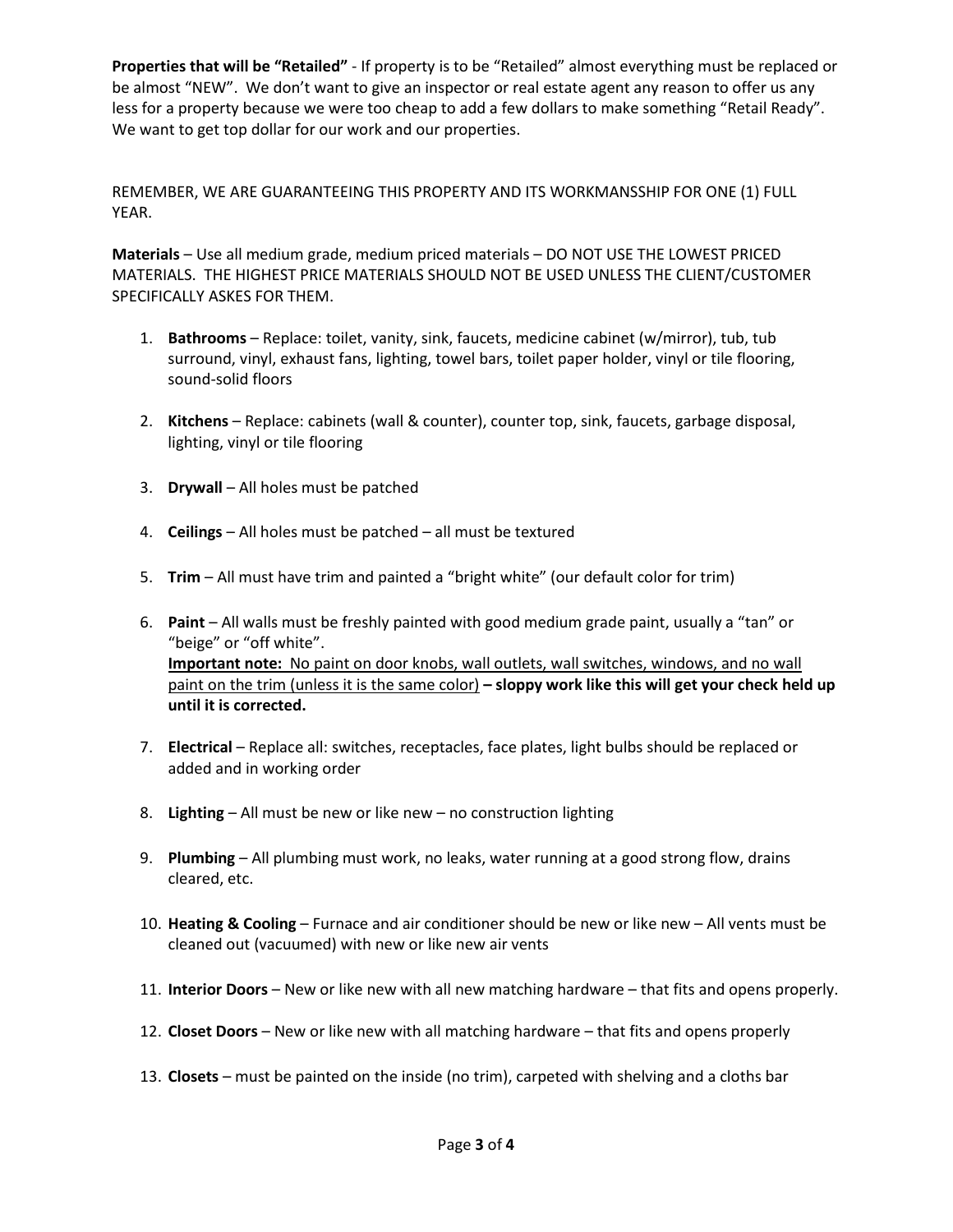**Properties that will be "Retailed"** - If property is to be "Retailed" almost everything must be replaced or be almost "NEW". We don't want to give an inspector or real estate agent any reason to offer us any less for a property because we were too cheap to add a few dollars to make something "Retail Ready". We want to get top dollar for our work and our properties.

REMEMBER, WE ARE GUARANTEEING THIS PROPERTY AND ITS WORKMANSSHIP FOR ONE (1) FULL YEAR.

**Materials** – Use all medium grade, medium priced materials – DO NOT USE THE LOWEST PRICED MATERIALS. THE HIGHEST PRICE MATERIALS SHOULD NOT BE USED UNLESS THE CLIENT/CUSTOMER SPECIFICALLY ASKES FOR THEM.

1. **Bathrooms** – Replace: toilet, vanity, sink, faucets, medicine cabinet (w/mirror), tub, tub surround, vinyl, exhaust fans, lighting, towel bars, toilet paper holder, vinyl or tile flooring, sound-solid floors
2. **Kitchens** – Replace: cabinets (wall & counter), counter top, sink, faucets, garbage disposal, lighting, vinyl or tile flooring
3. **Drywall** – All holes must be patched
4. **Ceilings** – All holes must be patched – all must be textured
5. **Trim** – All must have trim and painted a "bright white" (our default color for trim)
6. **Paint** – All walls must be freshly painted with good medium grade paint, usually a "tan" or "beige" or "off white".
   **Important note:** No paint on door knobs, wall outlets, wall switches, windows, and no wall paint on the trim (unless it is the same color) **– sloppy work like this will get your check held up until it is corrected.**
7. **Electrical** – Replace all: switches, receptacles, face plates, light bulbs should be replaced or added and in working order
8. **Lighting** – All must be new or like new – no construction lighting
9. **Plumbing** – All plumbing must work, no leaks, water running at a good strong flow, drains cleared, etc.
10. **Heating & Cooling** – Furnace and air conditioner should be new or like new – All vents must be cleaned out (vacuumed) with new or like new air vents
11. **Interior Doors** – New or like new with all new matching hardware – that fits and opens properly.
12. **Closet Doors** – New or like new with all matching hardware – that fits and opens properly
13. **Closets** – must be painted on the inside (no trim), carpeted with shelving and a cloths bar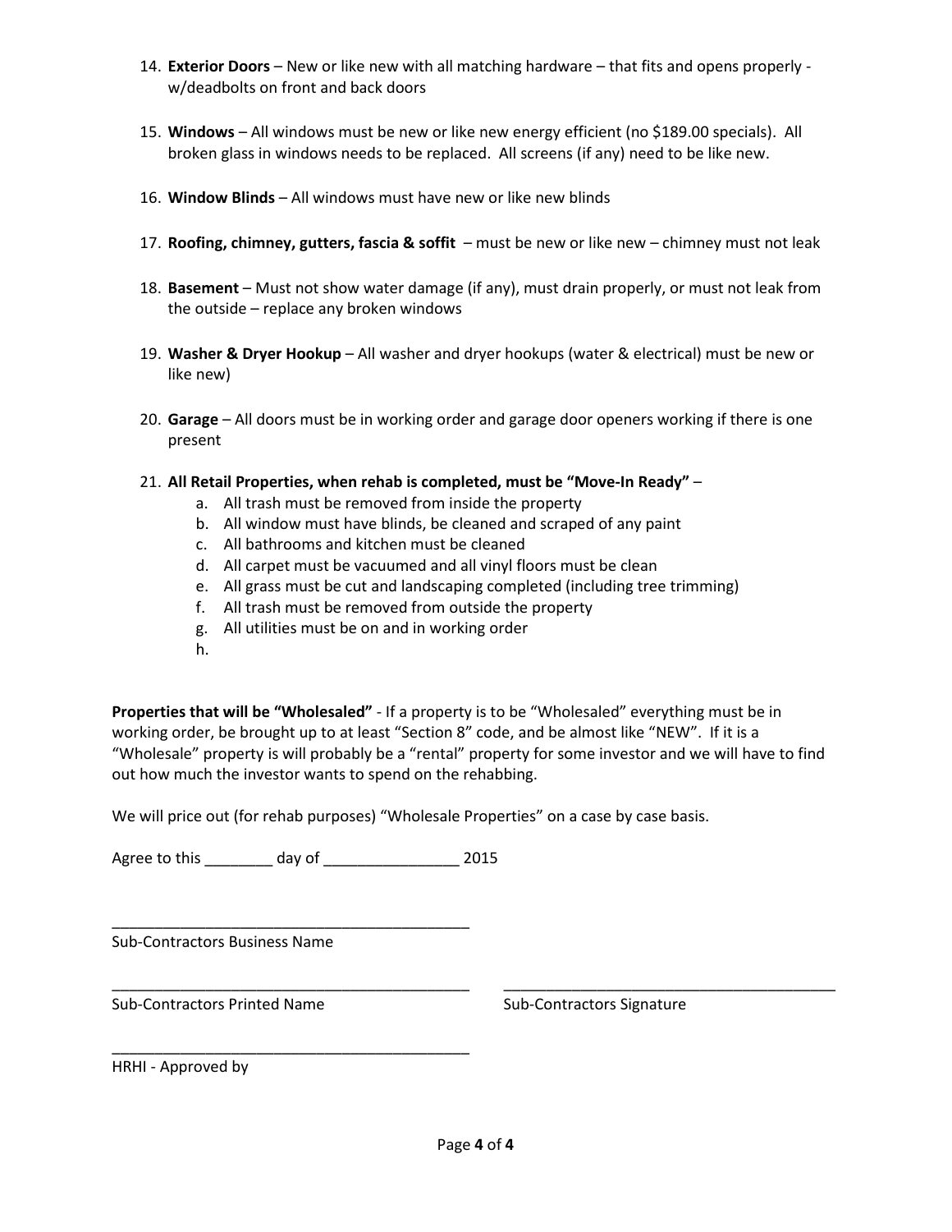14. **Exterior Doors** – New or like new with all matching hardware – that fits and opens properly - w/deadbolts on front and back doors

15. **Windows** – All windows must be new or like new energy efficient (no $189.00 specials). All broken glass in windows needs to be replaced. All screens (if any) need to be like new.

16. **Window Blinds** – All windows must have new or like new blinds

17. **Roofing, chimney, gutters, fascia & soffit** – must be new or like new – chimney must not leak

18. **Basement** – Must not show water damage (if any), must drain properly, or must not leak from the outside – replace any broken windows

19. **Washer & Dryer Hookup** – All washer and dryer hookups (water & electrical) must be new or like new)

20. **Garage** – All doors must be in working order and garage door openers working if there is one present

21. **All Retail Properties, when rehab is completed, must be "Move-In Ready"** –
    a. All trash must be removed from inside the property
    b. All window must have blinds, be cleaned and scraped of any paint
    c. All bathrooms and kitchen must be cleaned
    d. All carpet must be vacuumed and all vinyl floors must be clean
    e. All grass must be cut and landscaping completed (including tree trimming)
    f. All trash must be removed from outside the property
    g. All utilities must be on and in working order
    h.

**Properties that will be "Wholesaled"** - If a property is to be "Wholesaled" everything must be in working order, be brought up to at least "Section 8" code, and be almost like "NEW". If it is a "Wholesale" property is will probably be a "rental" property for some investor and we will have to find out how much the investor wants to spend on the rehabbing.

We will price out (for rehab purposes) "Wholesale Properties" on a case by case basis.

Agree to this ________ day of ________________ 2015

____________________________________________
Sub-Contractors Business Name

____________________________________________ ____________________________________________
Sub-Contractors Printed Name Sub-Contractors Signature

____________________________________________
HRHI - Approved by